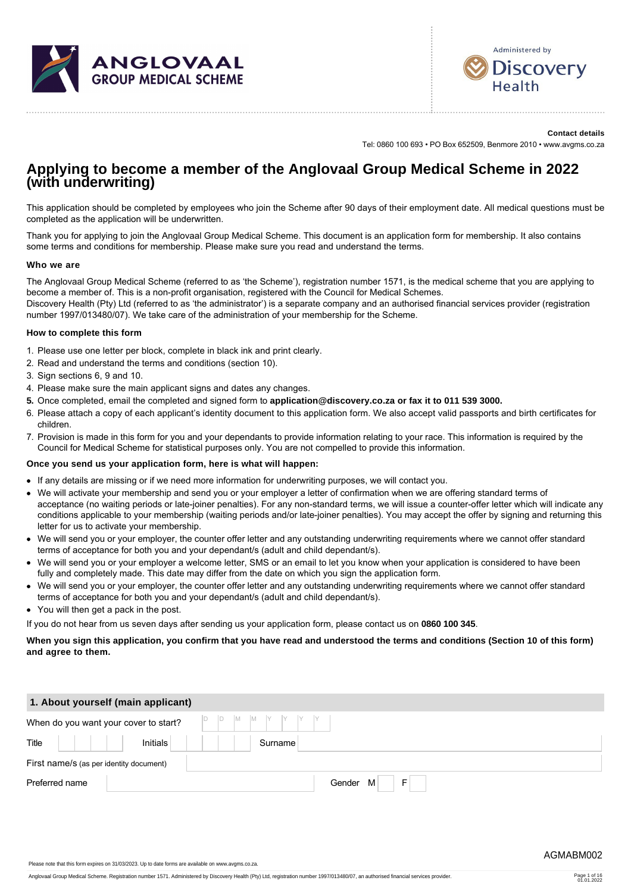ANGLOVAAL GROUP MEDICAL SCHEME

Administered by Discovery Health

**Contact details**

Tel: 0860 100 693 • PO Box 652509, Benmore 2010 • www.avgms.co.za

# Applying to become a member of the Anglovaal Group Medical Scheme in 2022 (with underwriting)

This application should be completed by employees who join the Scheme after 90 days of their employment date. All medical questions must be completed as the application will be underwritten.

Thank you for applying to join the Anglovaal Group Medical Scheme. This document is an application form for membership. It also contains some terms and conditions for membership. Please make sure you read and understand the terms.

### Who we are

The Anglovaal Group Medical Scheme (referred to as 'the Scheme'), registration number 1571, is the medical scheme that you are applying to become a member of. This is a non-profit organisation, registered with the Council for Medical Schemes.
Discovery Health (Pty) Ltd (referred to as 'the administrator') is a separate company and an authorised financial services provider (registration number 1997/013480/07). We take care of the administration of your membership for the Scheme.

### How to complete this form

1. Please use one letter per block, complete in black ink and print clearly.
2. Read and understand the terms and conditions (section 10).
3. Sign sections 6, 9 and 10.
4. Please make sure the main applicant signs and dates any changes.
5. **Once completed, email the completed and signed form to application@discovery.co.za or fax it to 011 539 3000.**
6. Please attach a copy of each applicant's identity document to this application form. We also accept valid passports and birth certificates for children.
7. Provision is made in this form for you and your dependants to provide information relating to your race. This information is required by the Council for Medical Scheme for statistical purposes only. You are not compelled to provide this information.

### Once you send us your application form, here is what will happen:

- If any details are missing or if we need more information for underwriting purposes, we will contact you.
- We will activate your membership and send you or your employer a letter of confirmation when we are offering standard terms of acceptance (no waiting periods or late-joiner penalties). For any non-standard terms, we will issue a counter-offer letter which will indicate any conditions applicable to your membership (waiting periods and/or late-joiner penalties). You may accept the offer by signing and returning this letter for us to activate your membership.
- We will send you or your employer, the counter offer letter and any outstanding underwriting requirements where we cannot offer standard terms of acceptance for both you and your dependant/s (adult and child dependant/s).
- We will send you or your employer a welcome letter, SMS or an email to let you know when your application is considered to have been fully and completely made. This date may differ from the date on which you sign the application form.
- We will send you or your employer, the counter offer letter and any outstanding underwriting requirements where we cannot offer standard terms of acceptance for both you and your dependant/s (adult and child dependant/s).
- You will then get a pack in the post.

If you do not hear from us seven days after sending us your application form, please contact us on **0860 100 345**.

**When you sign this application, you confirm that you have read and understood the terms and conditions (Section 10 of this form) and agree to them.**

## 1. About yourself (main applicant)

| | | | | | |
|---|---|---|---|---|---|
| When do you want your cover to start? | D D M M Y Y Y Y | | | | |
| Title | | Initials | | Surname | |
| First name/s (as per identity document) | | | | | |
| Preferred name | | | Gender | M | F |

AGMABM002

Please note that this form expires on 31/03/2023. Up to date forms are available on www.avgms.co.za.

Anglovaal Group Medical Scheme. Registration number 1571. Administered by Discovery Health (Pty) Ltd, registration number 1997/013480/07, an authorised financial services provider.

01.01.2022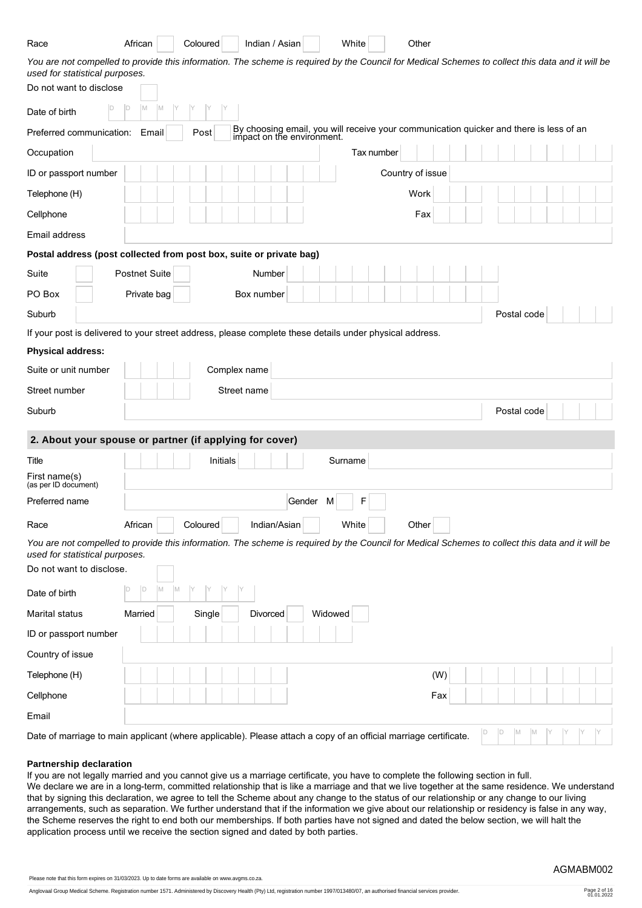Race African [ ] Coloured [ ] Indian / Asian [ ] White [ ] Other

*You are not compelled to provide this information. The scheme is required by the Council for Medical Schemes to collect this data and it will be used for statistical purposes.*

Do not want to disclose [ ]

Date of birth D D M M Y Y Y Y

Preferred communication: Email [ ] Post [ ] By choosing email, you will receive your communication quicker and there is less of an impact on the environment.

Occupation ____ Tax number ____

ID or passport number ____ Country of issue ____

Telephone (H) ____ Work ____

Cellphone ____ Fax ____

Email address ____

**Postal address (post collected from post box, suite or private bag)**

Suite [ ] Postnet Suite [ ] Number ____

PO Box [ ] Private bag [ ] Box number ____

Suburb ____ Postal code ____

If your post is delivered to your street address, please complete these details under physical address.

**Physical address:**

Suite or unit number ____ Complex name ____

Street number ____ Street name ____

Suburb ____ Postal code ____

## 2. About your spouse or partner (if applying for cover)

Title ____ Initials ____ Surname ____

First name(s) (as per ID document) ____

Preferred name ____ Gender M [ ] F [ ]

Race African [ ] Coloured [ ] Indian/Asian [ ] White [ ] Other [ ]

*You are not compelled to provide this information. The scheme is required by the Council for Medical Schemes to collect this data and it will be used for statistical purposes.*

Do not want to disclose. [ ]

Date of birth D D M M Y Y Y Y

Marital status Married [ ] Single [ ] Divorced [ ] Widowed [ ]

ID or passport number ____

Country of issue ____

Telephone (H) ____ (W) ____

Cellphone ____ Fax ____

Email ____

Date of marriage to main applicant (where applicable). Please attach a copy of an official marriage certificate. D D M M Y Y Y Y

**Partnership declaration**

If you are not legally married and you cannot give us a marriage certificate, you have to complete the following section in full.
We declare we are in a long-term, committed relationship that is like a marriage and that we live together at the same residence. We understand that by signing this declaration, we agree to tell the Scheme about any change to the status of our relationship or any change to our living arrangements, such as separation. We further understand that if the information we give about our relationship or residency is false in any way, the Scheme reserves the right to end both our memberships. If both parties have not signed and dated the below section, we will halt the application process until we receive the section signed and dated by both parties.

AGMABM002

Please note that this form expires on 31/03/2023. Up to date forms are available on www.avgms.co.za.

Anglovaal Group Medical Scheme. Registration number 1571. Administered by Discovery Health (Pty) Ltd, registration number 1997/013480/07, an authorised financial services provider.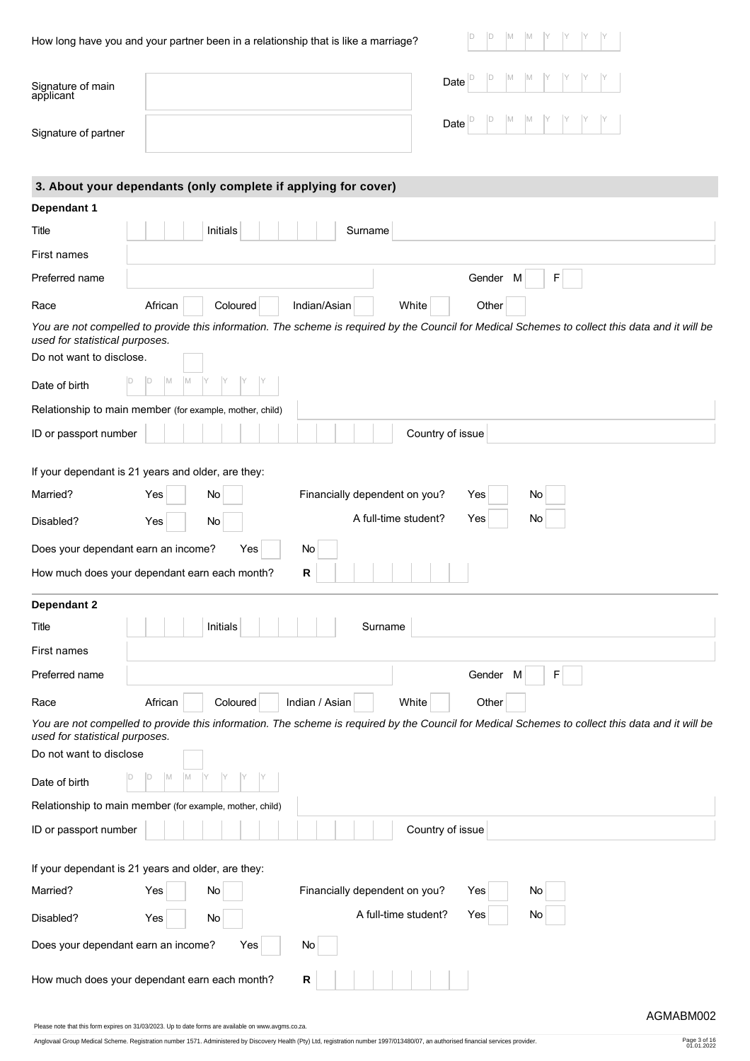How long have you and your partner been in a relationship that is like a marriage? D D M M Y Y Y Y

Signature of main applicant | Date D D M M Y Y Y Y

Signature of partner | Date D D M M Y Y Y Y

## 3. About your dependants (only complete if applying for cover)

### Dependant 1

Title | Initials | Surname

First names

Preferred name | Gender M | F

Race: African | Coloured | Indian/Asian | White | Other

*You are not compelled to provide this information. The scheme is required by the Council for Medical Schemes to collect this data and it will be used for statistical purposes.*

Do not want to disclose.

Date of birth D D M M Y Y Y Y

Relationship to main member (for example, mother, child)

ID or passport number | Country of issue

If your dependant is 21 years and older, are they:

Married? Yes | No | Financially dependent on you? Yes | No

Disabled? Yes | No | A full-time student? Yes | No

Does your dependant earn an income? Yes | No

How much does your dependant earn each month? **R**

### Dependant 2

Title | Initials | Surname

First names

Preferred name | Gender M | F

Race: African | Coloured | Indian / Asian | White | Other

*You are not compelled to provide this information. The scheme is required by the Council for Medical Schemes to collect this data and it will be used for statistical purposes.*

Do not want to disclose

Date of birth D D M M Y Y Y Y

Relationship to main member (for example, mother, child)

ID or passport number | Country of issue

If your dependant is 21 years and older, are they:

Married? Yes | No | Financially dependent on you? Yes | No

Disabled? Yes | No | A full-time student? Yes | No

Does your dependant earn an income? Yes | No

How much does your dependant earn each month? **R**

AGMABM002

Please note that this form expires on 31/03/2023. Up to date forms are available on www.avgms.co.za.

Anglovaal Group Medical Scheme. Registration number 1571. Administered by Discovery Health (Pty) Ltd, registration number 1997/013480/07, an authorised financial services provider.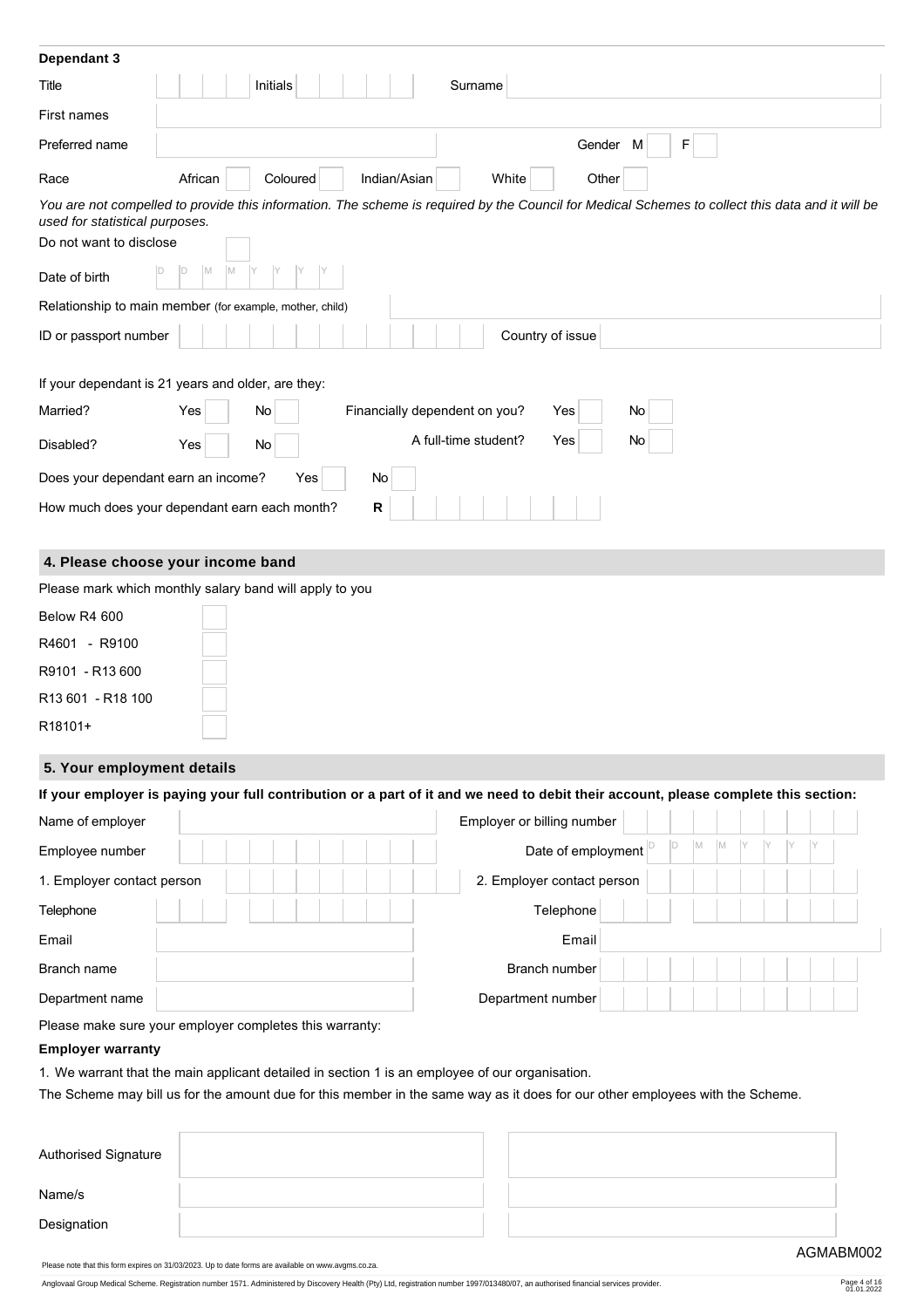**Dependant 3**

| | |
|---|---|
| Title | Initials | Surname |
| First names | |
| Preferred name | Gender M F |
| Race | African Coloured Indian/Asian White Other |

*You are not compelled to provide this information. The scheme is required by the Council for Medical Schemes to collect this data and it will be used for statistical purposes.*

Do not want to disclose

Date of birth D D M M Y Y Y Y

Relationship to main member (for example, mother, child)

ID or passport number | Country of issue

If your dependant is 21 years and older, are they:

| | | | | | |
|---|---|---|---|---|---|
| Married? | Yes | No | Financially dependent on you? | Yes | No |
| Disabled? | Yes | No | A full-time student? | Yes | No |

Does your dependant earn an income? Yes No

How much does your dependant earn each month? **R**

## 4. Please choose your income band

Please mark which monthly salary band will apply to you

- Below R4 600
- R4601 - R9100
- R9101 - R13 600
- R13 601 - R18 100
- R18101+

## 5. Your employment details

**If your employer is paying your full contribution or a part of it and we need to debit their account, please complete this section:**

| | | | |
|---|---|---|---|
| Name of employer | | Employer or billing number | |
| Employee number | | Date of employment | D D M M Y Y Y Y |
| 1. Employer contact person | | 2. Employer contact person | |
| Telephone | | Telephone | |
| Email | | Email | |
| Branch name | | Branch number | |
| Department name | | Department number | |

Please make sure your employer completes this warranty:

**Employer warranty**

1. We warrant that the main applicant detailed in section 1 is an employee of our organisation.

The Scheme may bill us for the amount due for this member in the same way as it does for our other employees with the Scheme.

| | | |
|---|---|---|
| Authorised Signature | | |
| Name/s | | |
| Designation | | |

AGMABM002

Please note that this form expires on 31/03/2023. Up to date forms are available on www.avgms.co.za.

Anglovaal Group Medical Scheme. Registration number 1571. Administered by Discovery Health (Pty) Ltd, registration number 1997/013480/07, an authorised financial services provider.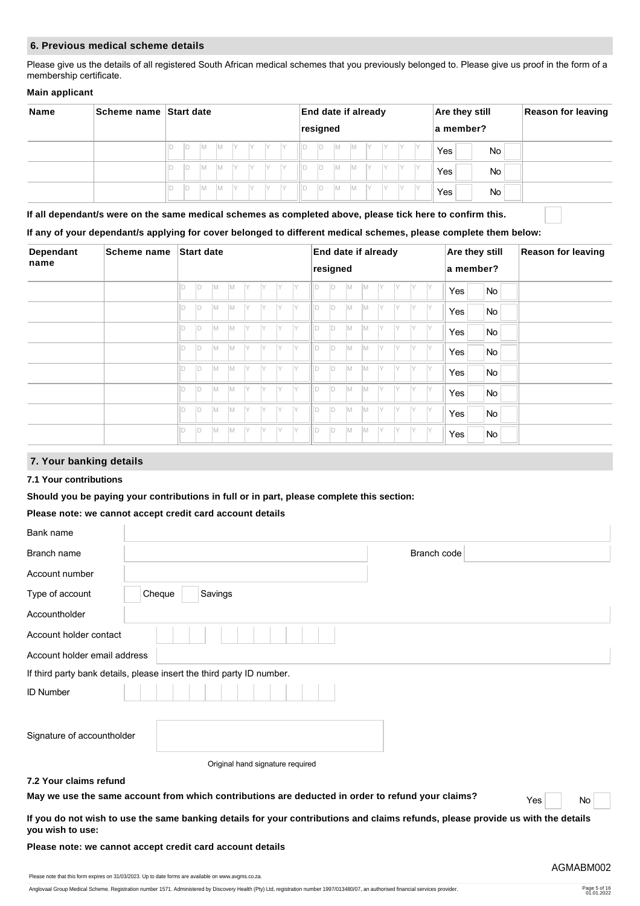## 6. Previous medical scheme details

Please give us the details of all registered South African medical schemes that you previously belonged to. Please give us proof in the form of a membership certificate.

**Main applicant**

| Name | Scheme name | Start date | End date if already resigned | Are they still a member? | Reason for leaving |
|---|---|---|---|---|---|
| | | D D M M Y Y Y Y | D D M M Y Y Y Y | Yes ☐ No ☐ | |
| | | D D M M Y Y Y Y | D D M M Y Y Y Y | Yes ☐ No ☐ | |
| | | D D M M Y Y Y Y | D D M M Y Y Y Y | Yes ☐ No ☐ | |

**If all dependant/s were on the same medical schemes as completed above, please tick here to confirm this.** ☐

**If any of your dependant/s applying for cover belonged to different medical schemes, please complete them below:**

| Dependant name | Scheme name | Start date | End date if already resigned | Are they still a member? | Reason for leaving |
|---|---|---|---|---|---|
| | | D D M M Y Y Y Y | D D M M Y Y Y Y | Yes ☐ No ☐ | |
| | | D D M M Y Y Y Y | D D M M Y Y Y Y | Yes ☐ No ☐ | |
| | | D D M M Y Y Y Y | D D M M Y Y Y Y | Yes ☐ No ☐ | |
| | | D D M M Y Y Y Y | D D M M Y Y Y Y | Yes ☐ No ☐ | |
| | | D D M M Y Y Y Y | D D M M Y Y Y Y | Yes ☐ No ☐ | |
| | | D D M M Y Y Y Y | D D M M Y Y Y Y | Yes ☐ No ☐ | |
| | | D D M M Y Y Y Y | D D M M Y Y Y Y | Yes ☐ No ☐ | |
| | | D D M M Y Y Y Y | D D M M Y Y Y Y | Yes ☐ No ☐ | |

## 7. Your banking details

### 7.1 Your contributions

**Should you be paying your contributions in full or in part, please complete this section:**

**Please note: we cannot accept credit card account details**

Bank name

Branch name Branch code

Account number

Type of account ☐ Cheque ☐ Savings

Accountholder

Account holder contact

Account holder email address

If third party bank details, please insert the third party ID number.

ID Number

Signature of accountholder

Original hand signature required

### 7.2 Your claims refund

**May we use the same account from which contributions are deducted in order to refund your claims?** Yes ☐ No ☐

**If you do not wish to use the same banking details for your contributions and claims refunds, please provide us with the details you wish to use:**

**Please note: we cannot accept credit card account details**

AGMABM002

Please note that this form expires on 31/03/2023. Up to date forms are available on www.avgms.co.za.

Anglovaal Group Medical Scheme. Registration number 1571. Administered by Discovery Health (Pty) Ltd, registration number 1997/013480/07, an authorised financial services provider.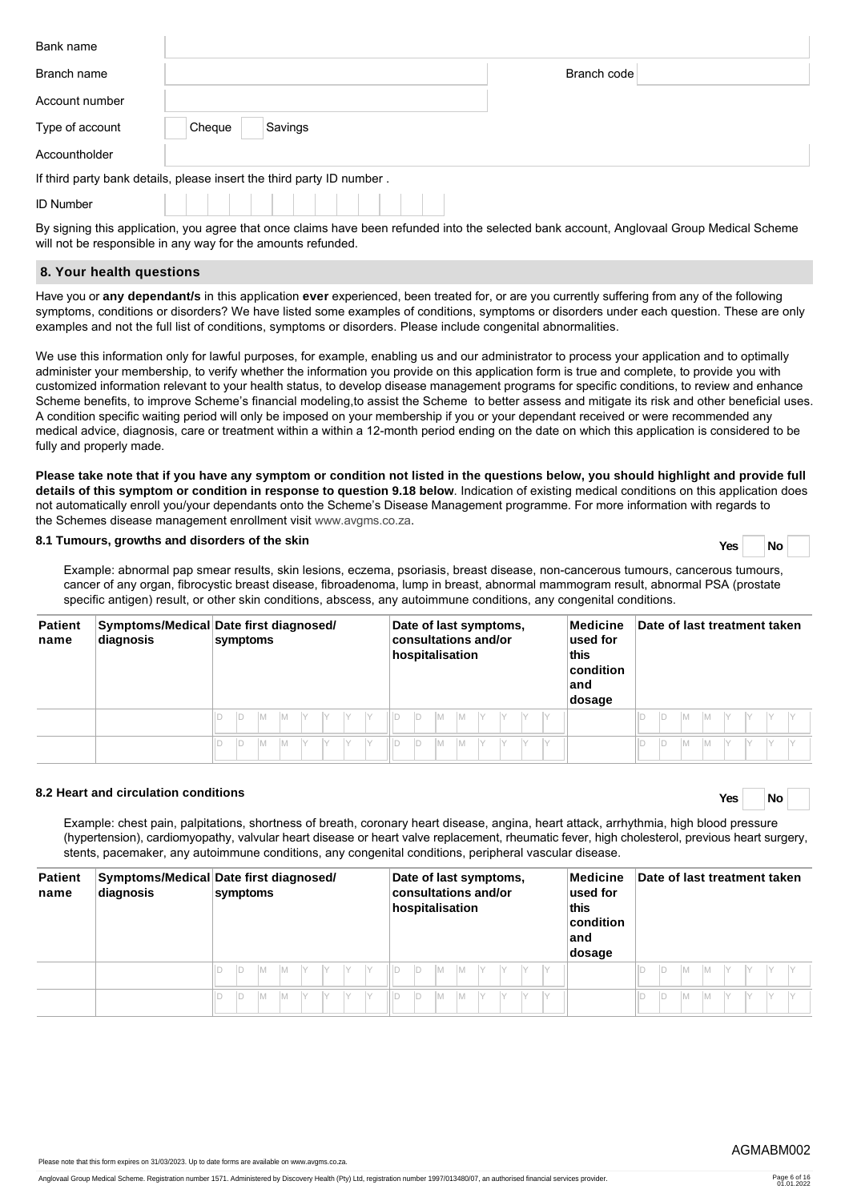| | | | |
|---|---|---|---|
| Bank name | | | |
| Branch name | | Branch code | |
| Account number | | | |
| Type of account | Cheque Savings | | |
| Accountholder | | | |

If third party bank details, please insert the third party ID number .

ID Number

By signing this application, you agree that once claims have been refunded into the selected bank account, Anglovaal Group Medical Scheme will not be responsible in any way for the amounts refunded.

## 8. Your health questions

Have you or **any dependant/s** in this application **ever** experienced, been treated for, or are you currently suffering from any of the following symptoms, conditions or disorders? We have listed some examples of conditions, symptoms or disorders under each question. These are only examples and not the full list of conditions, symptoms or disorders. Please include congenital abnormalities.

We use this information only for lawful purposes, for example, enabling us and our administrator to process your application and to optimally administer your membership, to verify whether the information you provide on this application form is true and complete, to provide you with customized information relevant to your health status, to develop disease management programs for specific conditions, to review and enhance Scheme benefits, to improve Scheme's financial modeling,to assist the Scheme to better assess and mitigate its risk and other beneficial uses. A condition specific waiting period will only be imposed on your membership if you or your dependant received or were recommended any medical advice, diagnosis, care or treatment within a within a 12-month period ending on the date on which this application is considered to be fully and properly made.

**Please take note that if you have any symptom or condition not listed in the questions below, you should highlight and provide full details of this symptom or condition in response to question 9.18 below**. Indication of existing medical conditions on this application does not automatically enroll you/your dependants onto the Scheme's Disease Management programme. For more information with regards to the Schemes disease management enrollment visit www.avgms.co.za.

### 8.1 Tumours, growths and disorders of the skin

Yes No

Example: abnormal pap smear results, skin lesions, eczema, psoriasis, breast disease, non-cancerous tumours, cancerous tumours, cancer of any organ, fibrocystic breast disease, fibroadenoma, lump in breast, abnormal mammogram result, abnormal PSA (prostate specific antigen) result, or other skin conditions, abscess, any autoimmune conditions, any congenital conditions.

| Patient name | Symptoms/Medical diagnosis | Date first diagnosed/ symptoms | Date of last symptoms, consultations and/or hospitalisation | Medicine used for this condition and dosage | Date of last treatment taken |
|---|---|---|---|---|---|
| | | DD MM YYYY | DD MM YYYY | | DD MM YYYY |
| | | DD MM YYYY | DD MM YYYY | | DD MM YYYY |

### 8.2 Heart and circulation conditions

Yes No

Example: chest pain, palpitations, shortness of breath, coronary heart disease, angina, heart attack, arrhythmia, high blood pressure (hypertension), cardiomyopathy, valvular heart disease or heart valve replacement, rheumatic fever, high cholesterol, previous heart surgery, stents, pacemaker, any autoimmune conditions, any congenital conditions, peripheral vascular disease.

| Patient name | Symptoms/Medical diagnosis | Date first diagnosed/ symptoms | Date of last symptoms, consultations and/or hospitalisation | Medicine used for this condition and dosage | Date of last treatment taken |
|---|---|---|---|---|---|
| | | DD MM YYYY | DD MM YYYY | | DD MM YYYY |
| | | DD MM YYYY | DD MM YYYY | | DD MM YYYY |

AGMABM002

Please note that this form expires on 31/03/2023. Up to date forms are available on www.avgms.co.za.

Anglovaal Group Medical Scheme. Registration number 1571. Administered by Discovery Health (Pty) Ltd, registration number 1997/013480/07, an authorised financial services provider.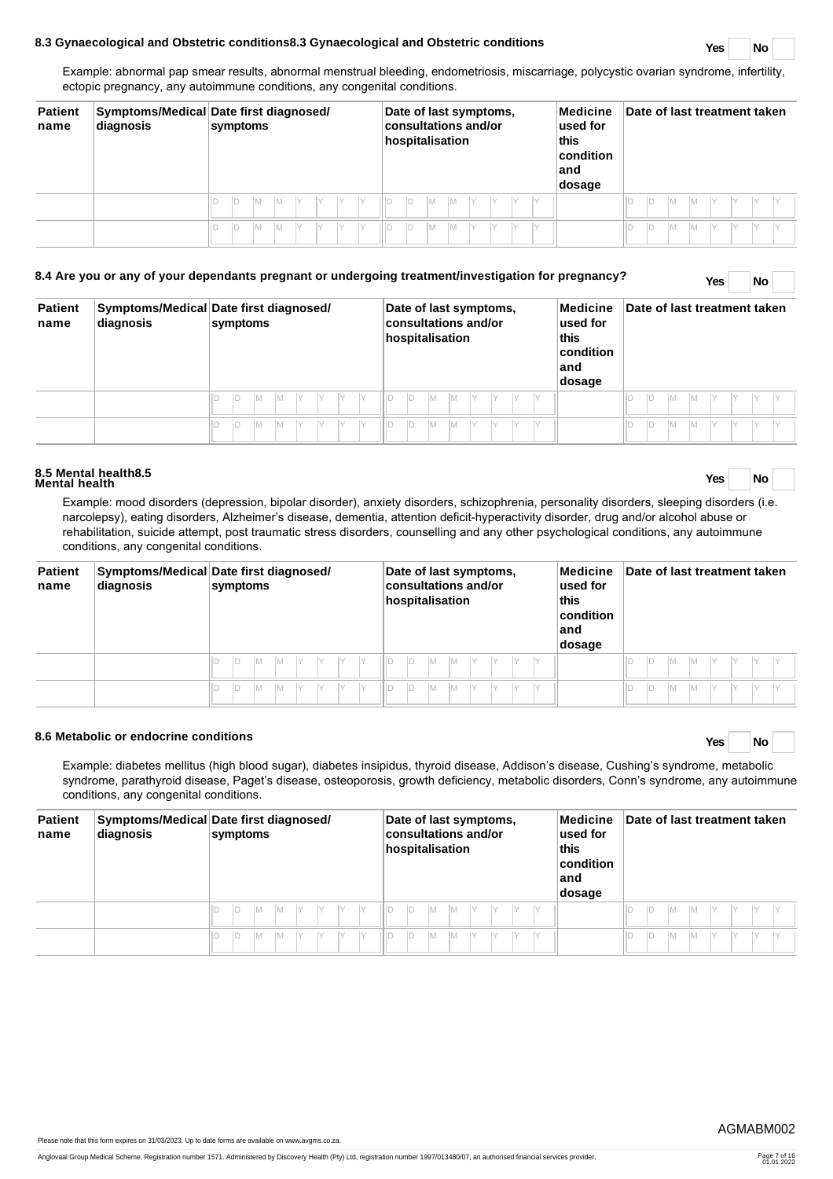## 8.3 Gynaecological and Obstetric conditions8.3 Gynaecological and Obstetric conditions

Yes | No

Example: abnormal pap smear results, abnormal menstrual bleeding, endometriosis, miscarriage, polycystic ovarian syndrome, infertility, ectopic pregnancy, any autoimmune conditions, any congenital conditions.

| Patient name | Symptoms/Medical diagnosis | Date first diagnosed/ symptoms | Date of last symptoms, consultations and/or hospitalisation | Medicine used for this condition and dosage | Date of last treatment taken |
|---|---|---|---|---|---|
| | | D D M M Y Y Y Y | D D M M Y Y Y Y | | D D M M Y Y Y Y |
| | | D D M M Y Y Y Y | D D M M Y Y Y Y | | D D M M Y Y Y Y |

## 8.4 Are you or any of your dependants pregnant or undergoing treatment/investigation for pregnancy?

Yes | No

| Patient name | Symptoms/Medical diagnosis | Date first diagnosed/ symptoms | Date of last symptoms, consultations and/or hospitalisation | Medicine used for this condition and dosage | Date of last treatment taken |
|---|---|---|---|---|---|
| | | D D M M Y Y Y Y | D D M M Y Y Y Y | | D D M M Y Y Y Y |
| | | D D M M Y Y Y Y | D D M M Y Y Y Y | | D D M M Y Y Y Y |

## 8.5 Mental health8.5 Mental health

Yes | No

Example: mood disorders (depression, bipolar disorder), anxiety disorders, schizophrenia, personality disorders, sleeping disorders (i.e. narcolepsy), eating disorders, Alzheimer's disease, dementia, attention deficit-hyperactivity disorder, drug and/or alcohol abuse or rehabilitation, suicide attempt, post traumatic stress disorders, counselling and any other psychological conditions, any autoimmune conditions, any congenital conditions.

| Patient name | Symptoms/Medical diagnosis | Date first diagnosed/ symptoms | Date of last symptoms, consultations and/or hospitalisation | Medicine used for this condition and dosage | Date of last treatment taken |
|---|---|---|---|---|---|
| | | D D M M Y Y Y Y | D D M M Y Y Y Y | | D D M M Y Y Y Y |
| | | D D M M Y Y Y Y | D D M M Y Y Y Y | | D D M M Y Y Y Y |

## 8.6 Metabolic or endocrine conditions

Yes | No

Example: diabetes mellitus (high blood sugar), diabetes insipidus, thyroid disease, Addison's disease, Cushing's syndrome, metabolic syndrome, parathyroid disease, Paget's disease, osteoporosis, growth deficiency, metabolic disorders, Conn's syndrome, any autoimmune conditions, any congenital conditions.

| Patient name | Symptoms/Medical diagnosis | Date first diagnosed/ symptoms | Date of last symptoms, consultations and/or hospitalisation | Medicine used for this condition and dosage | Date of last treatment taken |
|---|---|---|---|---|---|
| | | D D M M Y Y Y Y | D D M M Y Y Y Y | | D D M M Y Y Y Y |
| | | D D M M Y Y Y Y | D D M M Y Y Y Y | | D D M M Y Y Y Y |

AGMABM002

Please note that this form expires on 31/03/2023. Up to date forms are available on www.avgms.co.za.

Anglovaal Group Medical Scheme. Registration number 1571. Administered by Discovery Health (Pty) Ltd, registration number 1997/013480/07, an authorised financial services provider.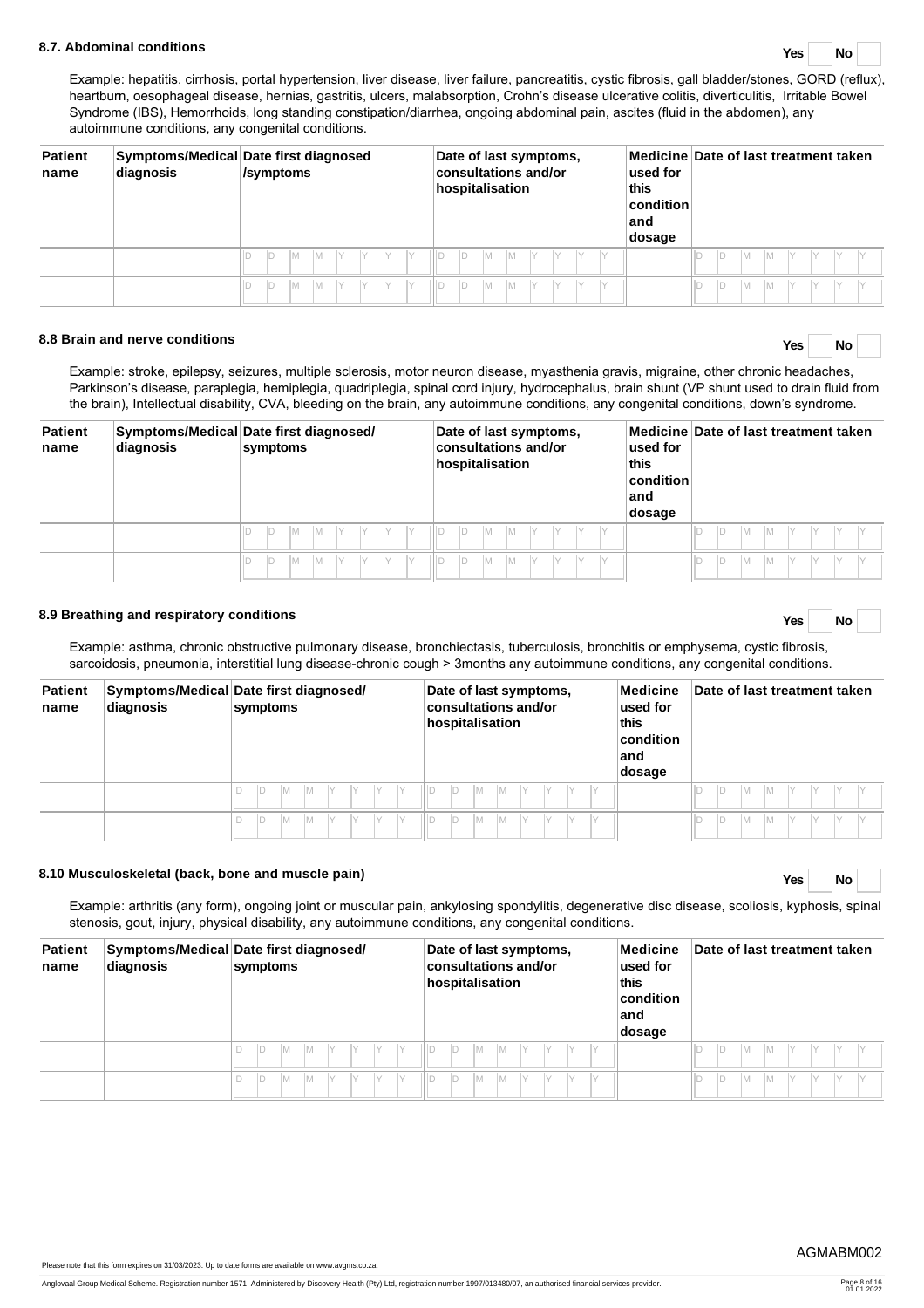### 8.7. Abdominal conditions

Yes | No

Example: hepatitis, cirrhosis, portal hypertension, liver disease, liver failure, pancreatitis, cystic fibrosis, gall bladder/stones, GORD (reflux), heartburn, oesophageal disease, hernias, gastritis, ulcers, malabsorption, Crohn's disease ulcerative colitis, diverticulitis, Irritable Bowel Syndrome (IBS), Hemorrhoids, long standing constipation/diarrhea, ongoing abdominal pain, ascites (fluid in the abdomen), any autoimmune conditions, any congenital conditions.

| Patient name | Symptoms/Medical diagnosis | Date first diagnosed /symptoms | Date of last symptoms, consultations and/or hospitalisation | Medicine used for this condition and dosage | Date of last treatment taken |
|---|---|---|---|---|---|
| | | D D M M Y Y Y Y | D D M M Y Y Y Y | | D D M M Y Y Y Y |
| | | D D M M Y Y Y Y | D D M M Y Y Y Y | | D D M M Y Y Y Y |

### 8.8 Brain and nerve conditions

Yes | No

Example: stroke, epilepsy, seizures, multiple sclerosis, motor neuron disease, myasthenia gravis, migraine, other chronic headaches, Parkinson's disease, paraplegia, hemiplegia, quadriplegia, spinal cord injury, hydrocephalus, brain shunt (VP shunt used to drain fluid from the brain), Intellectual disability, CVA, bleeding on the brain, any autoimmune conditions, any congenital conditions, down's syndrome.

| Patient name | Symptoms/Medical diagnosis | Date first diagnosed/ symptoms | Date of last symptoms, consultations and/or hospitalisation | Medicine used for this condition and dosage | Date of last treatment taken |
|---|---|---|---|---|---|
| | | D D M M Y Y Y Y | D D M M Y Y Y Y | | D D M M Y Y Y Y |
| | | D D M M Y Y Y Y | D D M M Y Y Y Y | | D D M M Y Y Y Y |

### 8.9 Breathing and respiratory conditions

Yes | No

Example: asthma, chronic obstructive pulmonary disease, bronchiectasis, tuberculosis, bronchitis or emphysema, cystic fibrosis, sarcoidosis, pneumonia, interstitial lung disease-chronic cough > 3months any autoimmune conditions, any congenital conditions.

| Patient name | Symptoms/Medical diagnosis | Date first diagnosed/ symptoms | Date of last symptoms, consultations and/or hospitalisation | Medicine used for this condition and dosage | Date of last treatment taken |
|---|---|---|---|---|---|
| | | D D M M Y Y Y Y | D D M M Y Y Y Y | | D D M M Y Y Y Y |
| | | D D M M Y Y Y Y | D D M M Y Y Y Y | | D D M M Y Y Y Y |

### 8.10 Musculoskeletal (back, bone and muscle pain)

Yes | No

Example: arthritis (any form), ongoing joint or muscular pain, ankylosing spondylitis, degenerative disc disease, scoliosis, kyphosis, spinal stenosis, gout, injury, physical disability, any autoimmune conditions, any congenital conditions.

| Patient name | Symptoms/Medical diagnosis | Date first diagnosed/ symptoms | Date of last symptoms, consultations and/or hospitalisation | Medicine used for this condition and dosage | Date of last treatment taken |
|---|---|---|---|---|---|
| | | D D M M Y Y Y Y | D D M M Y Y Y Y | | D D M M Y Y Y Y |
| | | D D M M Y Y Y Y | D D M M Y Y Y Y | | D D M M Y Y Y Y |

AGMABM002

Please note that this form expires on 31/03/2023. Up to date forms are available on www.avgms.co.za.

Anglovaal Group Medical Scheme. Registration number 1571. Administered by Discovery Health (Pty) Ltd, registration number 1997/013480/07, an authorised financial services provider.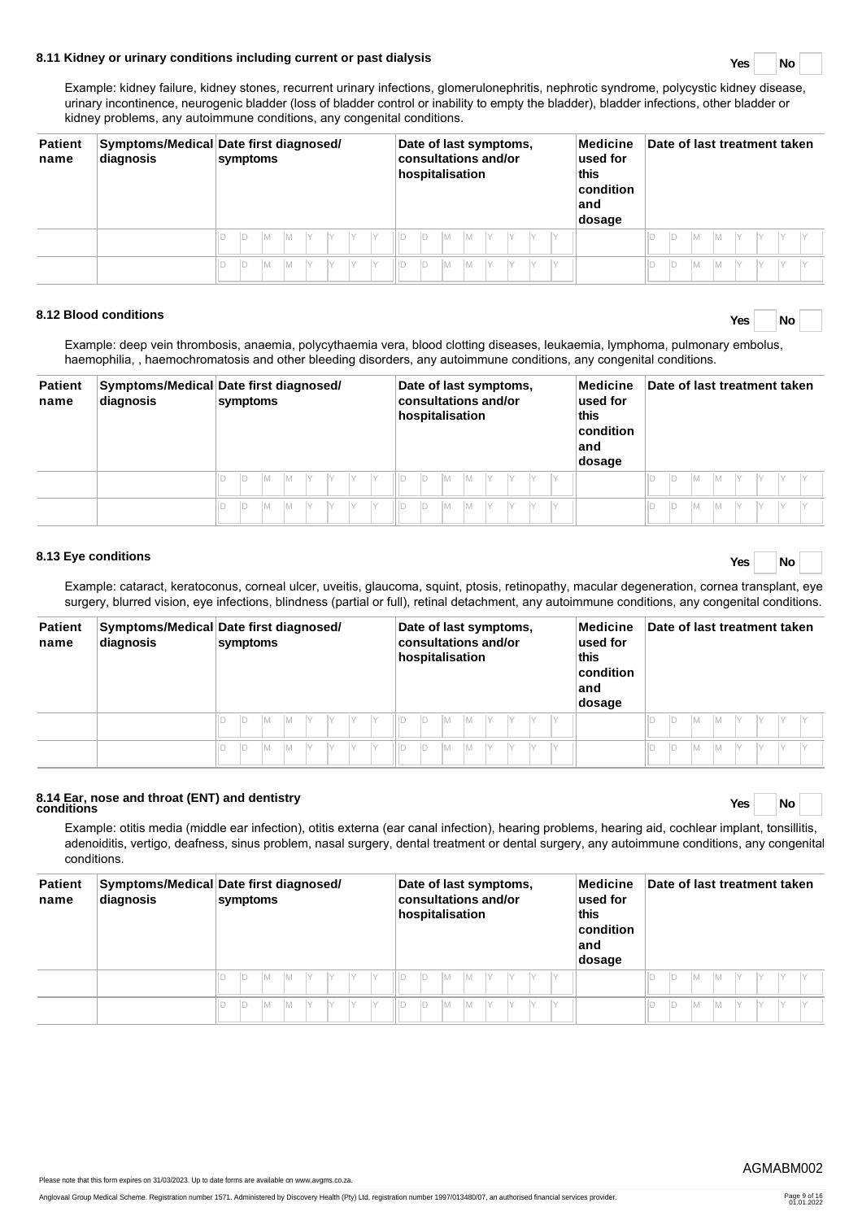### 8.11 Kidney or urinary conditions including current or past dialysis

Yes ☐ No ☐

Example: kidney failure, kidney stones, recurrent urinary infections, glomerulonephritis, nephrotic syndrome, polycystic kidney disease, urinary incontinence, neurogenic bladder (loss of bladder control or inability to empty the bladder), bladder infections, other bladder or kidney problems, any autoimmune conditions, any congenital conditions.

| Patient name | Symptoms/Medical diagnosis | Date first diagnosed/ symptoms | Date of last symptoms, consultations and/or hospitalisation | Medicine used for this condition and dosage | Date of last treatment taken |
|---|---|---|---|---|---|
| | | D D M M Y Y Y Y | D D M M Y Y Y Y | | D D M M Y Y Y Y |
| | | D D M M Y Y Y Y | D D M M Y Y Y Y | | D D M M Y Y Y Y |

### 8.12 Blood conditions

Yes ☐ No ☐

Example: deep vein thrombosis, anaemia, polycythaemia vera, blood clotting diseases, leukaemia, lymphoma, pulmonary embolus, haemophilia, , haemochromatosis and other bleeding disorders, any autoimmune conditions, any congenital conditions.

| Patient name | Symptoms/Medical diagnosis | Date first diagnosed/ symptoms | Date of last symptoms, consultations and/or hospitalisation | Medicine used for this condition and dosage | Date of last treatment taken |
|---|---|---|---|---|---|
| | | D D M M Y Y Y Y | D D M M Y Y Y Y | | D D M M Y Y Y Y |
| | | D D M M Y Y Y Y | D D M M Y Y Y Y | | D D M M Y Y Y Y |

### 8.13 Eye conditions

Yes ☐ No ☐

Example: cataract, keratoconus, corneal ulcer, uveitis, glaucoma, squint, ptosis, retinopathy, macular degeneration, cornea transplant, eye surgery, blurred vision, eye infections, blindness (partial or full), retinal detachment, any autoimmune conditions, any congenital conditions.

| Patient name | Symptoms/Medical diagnosis | Date first diagnosed/ symptoms | Date of last symptoms, consultations and/or hospitalisation | Medicine used for this condition and dosage | Date of last treatment taken |
|---|---|---|---|---|---|
| | | D D M M Y Y Y Y | D D M M Y Y Y Y | | D D M M Y Y Y Y |
| | | D D M M Y Y Y Y | D D M M Y Y Y Y | | D D M M Y Y Y Y |

### 8.14 Ear, nose and throat (ENT) and dentistry conditions

Yes ☐ No ☐

Example: otitis media (middle ear infection), otitis externa (ear canal infection), hearing problems, hearing aid, cochlear implant, tonsillitis, adenoiditis, vertigo, deafness, sinus problem, nasal surgery, dental treatment or dental surgery, any autoimmune conditions, any congenital conditions.

| Patient name | Symptoms/Medical diagnosis | Date first diagnosed/ symptoms | Date of last symptoms, consultations and/or hospitalisation | Medicine used for this condition and dosage | Date of last treatment taken |
|---|---|---|---|---|---|
| | | D D M M Y Y Y Y | D D M M Y Y Y Y | | D D M M Y Y Y Y |
| | | D D M M Y Y Y Y | D D M M Y Y Y Y | | D D M M Y Y Y Y |

AGMABM002

Please note that this form expires on 31/03/2023. Up to date forms are available on www.avgms.co.za.

Anglovaal Group Medical Scheme. Registration number 1571. Administered by Discovery Health (Pty) Ltd, registration number 1997/013480/07, an authorised financial services provider.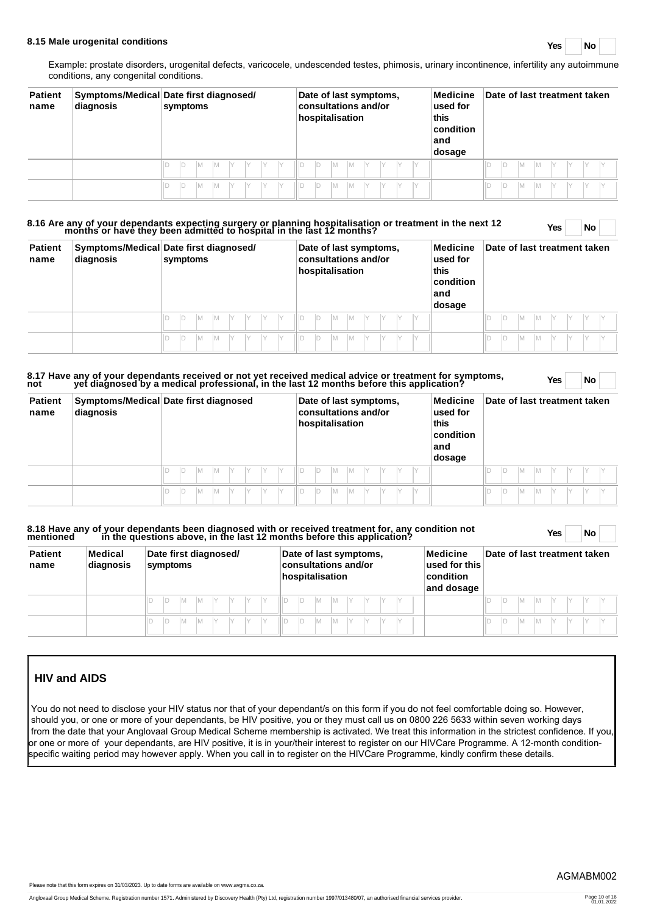### 8.15 Male urogenital conditions

Yes | No

Example: prostate disorders, urogenital defects, varicocele, undescended testes, phimosis, urinary incontinence, infertility any autoimmune conditions, any congenital conditions.

| Patient name | Symptoms/Medical diagnosis | Date first diagnosed/ symptoms | Date of last symptoms, consultations and/or hospitalisation | Medicine used for this condition and dosage | Date of last treatment taken |
|---|---|---|---|---|---|
| | | D D M M Y Y Y Y | D D M M Y Y Y Y | | D D M M Y Y Y Y |
| | | D D M M Y Y Y Y | D D M M Y Y Y Y | | D D M M Y Y Y Y |

### 8.16 Are any of your dependants expecting surgery or planning hospitalisation or treatment in the next 12 months or have they been admitted to hospital in the last 12 months?

Yes | No

| Patient name | Symptoms/Medical diagnosis | Date first diagnosed/ symptoms | Date of last symptoms, consultations and/or hospitalisation | Medicine used for this condition and dosage | Date of last treatment taken |
|---|---|---|---|---|---|
| | | D D M M Y Y Y Y | D D M M Y Y Y Y | | D D M M Y Y Y Y |
| | | D D M M Y Y Y Y | D D M M Y Y Y Y | | D D M M Y Y Y Y |

### 8.17 Have any of your dependants received or not yet received medical advice or treatment for symptoms, not yet diagnosed by a medical professional, in the last 12 months before this application?

Yes | No

| Patient name | Symptoms/Medical diagnosis | Date first diagnosed | Date of last symptoms, consultations and/or hospitalisation | Medicine used for this condition and dosage | Date of last treatment taken |
|---|---|---|---|---|---|
| | | D D M M Y Y Y Y | D D M M Y Y Y Y | | D D M M Y Y Y Y |
| | | D D M M Y Y Y Y | D D M M Y Y Y Y | | D D M M Y Y Y Y |

### 8.18 Have any of your dependants been diagnosed with or received treatment for, any condition not mentioned in the questions above, in the last 12 months before this application?

Yes | No

| Patient name | Medical diagnosis | Date first diagnosed/ symptoms | Date of last symptoms, consultations and/or hospitalisation | Medicine used for this condition and dosage | Date of last treatment taken |
|---|---|---|---|---|---|
| | | D D M M Y Y Y Y | D D M M Y Y Y Y | | D D M M Y Y Y Y |
| | | D D M M Y Y Y Y | D D M M Y Y Y Y | | D D M M Y Y Y Y |

## HIV and AIDS

You do not need to disclose your HIV status nor that of your dependant/s on this form if you do not feel comfortable doing so. However, should you, or one or more of your dependants, be HIV positive, you or they must call us on 0800 226 5633 within seven working days from the date that your Anglovaal Group Medical Scheme membership is activated. We treat this information in the strictest confidence. If you, or one or more of your dependants, are HIV positive, it is in your/their interest to register on our HIVCare Programme. A 12-month condition-specific waiting period may however apply. When you call in to register on the HIVCare Programme, kindly confirm these details.

AGMABM002

Please note that this form expires on 31/03/2023. Up to date forms are available on www.avgms.co.za.

Anglovaal Group Medical Scheme. Registration number 1571. Administered by Discovery Health (Pty) Ltd, registration number 1997/013480/07, an authorised financial services provider.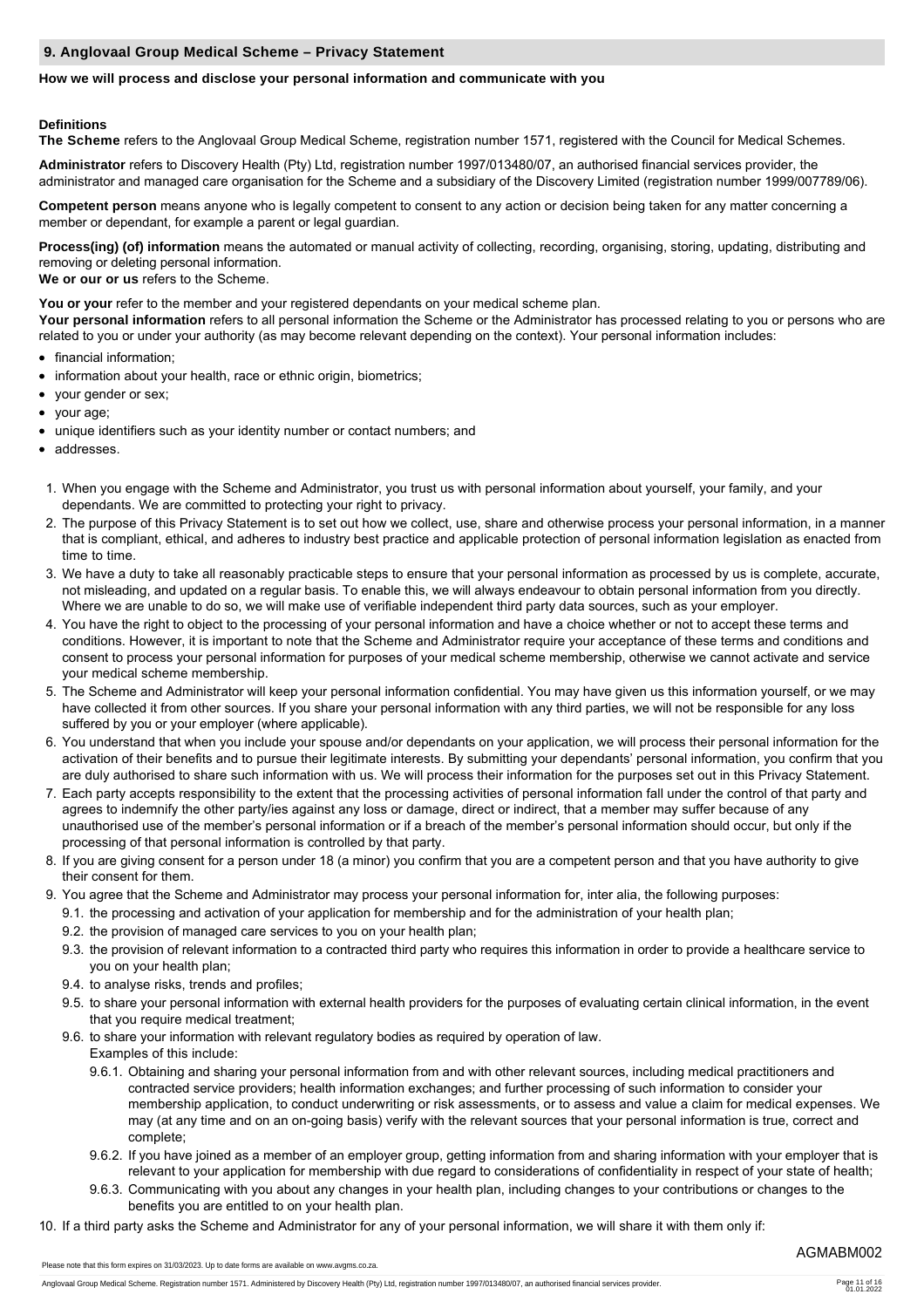## 9. Anglovaal Group Medical Scheme – Privacy Statement

**How we will process and disclose your personal information and communicate with you**

**Definitions**

**The Scheme** refers to the Anglovaal Group Medical Scheme, registration number 1571, registered with the Council for Medical Schemes.

**Administrator** refers to Discovery Health (Pty) Ltd, registration number 1997/013480/07, an authorised financial services provider, the administrator and managed care organisation for the Scheme and a subsidiary of the Discovery Limited (registration number 1999/007789/06).

**Competent person** means anyone who is legally competent to consent to any action or decision being taken for any matter concerning a member or dependant, for example a parent or legal guardian.

**Process(ing) (of) information** means the automated or manual activity of collecting, recording, organising, storing, updating, distributing and removing or deleting personal information.

**We or our or us** refers to the Scheme.

**You or your** refer to the member and your registered dependants on your medical scheme plan.

**Your personal information** refers to all personal information the Scheme or the Administrator has processed relating to you or persons who are related to you or under your authority (as may become relevant depending on the context). Your personal information includes:

- financial information;
- information about your health, race or ethnic origin, biometrics;
- your gender or sex;
- your age;
- unique identifiers such as your identity number or contact numbers; and
- addresses.

1. When you engage with the Scheme and Administrator, you trust us with personal information about yourself, your family, and your dependants. We are committed to protecting your right to privacy.
2. The purpose of this Privacy Statement is to set out how we collect, use, share and otherwise process your personal information, in a manner that is compliant, ethical, and adheres to industry best practice and applicable protection of personal information legislation as enacted from time to time.
3. We have a duty to take all reasonably practicable steps to ensure that your personal information as processed by us is complete, accurate, not misleading, and updated on a regular basis. To enable this, we will always endeavour to obtain personal information from you directly. Where we are unable to do so, we will make use of verifiable independent third party data sources, such as your employer.
4. You have the right to object to the processing of your personal information and have a choice whether or not to accept these terms and conditions. However, it is important to note that the Scheme and Administrator require your acceptance of these terms and conditions and consent to process your personal information for purposes of your medical scheme membership, otherwise we cannot activate and service your medical scheme membership.
5. The Scheme and Administrator will keep your personal information confidential. You may have given us this information yourself, or we may have collected it from other sources. If you share your personal information with any third parties, we will not be responsible for any loss suffered by you or your employer (where applicable).
6. You understand that when you include your spouse and/or dependants on your application, we will process their personal information for the activation of their benefits and to pursue their legitimate interests. By submitting your dependants' personal information, you confirm that you are duly authorised to share such information with us. We will process their information for the purposes set out in this Privacy Statement.
7. Each party accepts responsibility to the extent that the processing activities of personal information fall under the control of that party and agrees to indemnify the other party/ies against any loss or damage, direct or indirect, that a member may suffer because of any unauthorised use of the member's personal information or if a breach of the member's personal information should occur, but only if the processing of that personal information is controlled by that party.
8. If you are giving consent for a person under 18 (a minor) you confirm that you are a competent person and that you have authority to give their consent for them.
9. You agree that the Scheme and Administrator may process your personal information for, inter alia, the following purposes:
   - 9.1. the processing and activation of your application for membership and for the administration of your health plan;
   - 9.2. the provision of managed care services to you on your health plan;
   - 9.3. the provision of relevant information to a contracted third party who requires this information in order to provide a healthcare service to you on your health plan;
   - 9.4. to analyse risks, trends and profiles;
   - 9.5. to share your personal information with external health providers for the purposes of evaluating certain clinical information, in the event that you require medical treatment;
   - 9.6. to share your information with relevant regulatory bodies as required by operation of law.
     Examples of this include:
     - 9.6.1. Obtaining and sharing your personal information from and with other relevant sources, including medical practitioners and contracted service providers; health information exchanges; and further processing of such information to consider your membership application, to conduct underwriting or risk assessments, or to assess and value a claim for medical expenses. We may (at any time and on an on-going basis) verify with the relevant sources that your personal information is true, correct and complete;
     - 9.6.2. If you have joined as a member of an employer group, getting information from and sharing information with your employer that is relevant to your application for membership with due regard to considerations of confidentiality in respect of your state of health;
     - 9.6.3. Communicating with you about any changes in your health plan, including changes to your contributions or changes to the benefits you are entitled to on your health plan.
10. If a third party asks the Scheme and Administrator for any of your personal information, we will share it with them only if:

AGMABM002

Please note that this form expires on 31/03/2023. Up to date forms are available on www.avgms.co.za.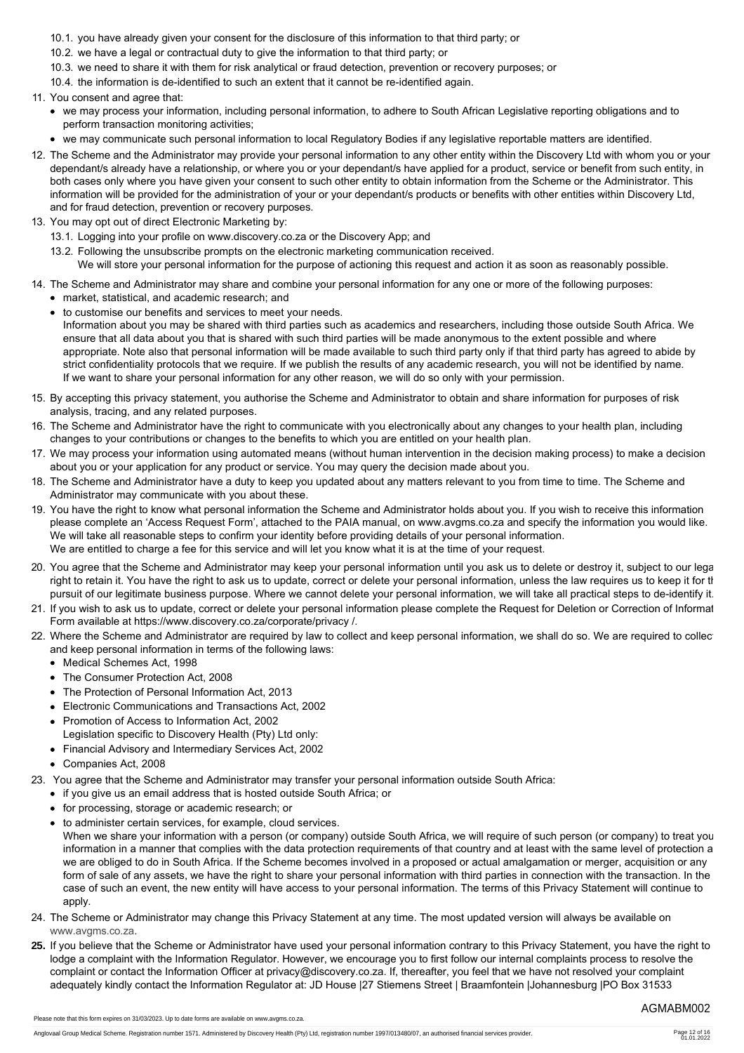10.1. you have already given your consent for the disclosure of this information to that third party; or

10.2. we have a legal or contractual duty to give the information to that third party; or

10.3. we need to share it with them for risk analytical or fraud detection, prevention or recovery purposes; or

10.4. the information is de-identified to such an extent that it cannot be re-identified again.

11. You consent and agree that:
    - we may process your information, including personal information, to adhere to South African Legislative reporting obligations and to perform transaction monitoring activities;
    - we may communicate such personal information to local Regulatory Bodies if any legislative reportable matters are identified.

12. The Scheme and the Administrator may provide your personal information to any other entity within the Discovery Ltd with whom you or your dependant/s already have a relationship, or where you or your dependant/s have applied for a product, service or benefit from such entity, in both cases only where you have given your consent to such other entity to obtain information from the Scheme or the Administrator. This information will be provided for the administration of your or your dependant/s products or benefits with other entities within Discovery Ltd, and for fraud detection, prevention or recovery purposes.

13. You may opt out of direct Electronic Marketing by:

    13.1. Logging into your profile on www.discovery.co.za or the Discovery App; and

    13.2. Following the unsubscribe prompts on the electronic marketing communication received.
    We will store your personal information for the purpose of actioning this request and action it as soon as reasonably possible.

14. The Scheme and Administrator may share and combine your personal information for any one or more of the following purposes:
    - market, statistical, and academic research; and
    - to customise our benefits and services to meet your needs.

    Information about you may be shared with third parties such as academics and researchers, including those outside South Africa. We ensure that all data about you that is shared with such third parties will be made anonymous to the extent possible and where appropriate. Note also that personal information will be made available to such third party only if that third party has agreed to abide by strict confidentiality protocols that we require. If we publish the results of any academic research, you will not be identified by name. If we want to share your personal information for any other reason, we will do so only with your permission.

15. By accepting this privacy statement, you authorise the Scheme and Administrator to obtain and share information for purposes of risk analysis, tracing, and any related purposes.

16. The Scheme and Administrator have the right to communicate with you electronically about any changes to your health plan, including changes to your contributions or changes to the benefits to which you are entitled on your health plan.

17. We may process your information using automated means (without human intervention in the decision making process) to make a decision about you or your application for any product or service. You may query the decision made about you.

18. The Scheme and Administrator have a duty to keep you updated about any matters relevant to you from time to time. The Scheme and Administrator may communicate with you about these.

19. You have the right to know what personal information the Scheme and Administrator holds about you. If you wish to receive this information please complete an 'Access Request Form', attached to the PAIA manual, on www.avgms.co.za and specify the information you would like. We will take all reasonable steps to confirm your identity before providing details of your personal information.
    We are entitled to charge a fee for this service and will let you know what it is at the time of your request.

20. You agree that the Scheme and Administrator may keep your personal information until you ask us to delete or destroy it, subject to our lega right to retain it. You have the right to ask us to update, correct or delete your personal information, unless the law requires us to keep it for th pursuit of our legitimate business purpose. Where we cannot delete your personal information, we will take all practical steps to de-identify it.

21. If you wish to ask us to update, correct or delete your personal information please complete the Request for Deletion or Correction of Informat Form available at https://www.discovery.co.za/corporate/privacy /.

22. Where the Scheme and Administrator are required by law to collect and keep personal information, we shall do so. We are required to collec and keep personal information in terms of the following laws:
    - Medical Schemes Act, 1998
    - The Consumer Protection Act, 2008
    - The Protection of Personal Information Act, 2013
    - Electronic Communications and Transactions Act, 2002
    - Promotion of Access to Information Act, 2002
      Legislation specific to Discovery Health (Pty) Ltd only:
    - Financial Advisory and Intermediary Services Act, 2002
    - Companies Act, 2008

23. You agree that the Scheme and Administrator may transfer your personal information outside South Africa:
    - if you give us an email address that is hosted outside South Africa; or
    - for processing, storage or academic research; or
    - to administer certain services, for example, cloud services.

    When we share your information with a person (or company) outside South Africa, we will require of such person (or company) to treat you information in a manner that complies with the data protection requirements of that country and at least with the same level of protection a we are obliged to do in South Africa. If the Scheme becomes involved in a proposed or actual amalgamation or merger, acquisition or any form of sale of any assets, we have the right to share your personal information with third parties in connection with the transaction. In the case of such an event, the new entity will have access to your personal information. The terms of this Privacy Statement will continue to apply.

24. The Scheme or Administrator may change this Privacy Statement at any time. The most updated version will always be available on www.avgms.co.za.

**25.** If you believe that the Scheme or Administrator have used your personal information contrary to this Privacy Statement, you have the right to lodge a complaint with the Information Regulator. However, we encourage you to first follow our internal complaints process to resolve the complaint or contact the Information Officer at privacy@discovery.co.za. If, thereafter, you feel that we have not resolved your complaint adequately kindly contact the Information Regulator at: JD House |27 Stiemens Street | Braamfontein |Johannesburg |PO Box 31533

AGMABM002

Please note that this form expires on 31/03/2023. Up to date forms are available on www.avgms.co.za.

Anglovaal Group Medical Scheme. Registration number 1571. Administered by Discovery Health (Pty) Ltd, registration number 1997/013480/07, an authorised financial services provider.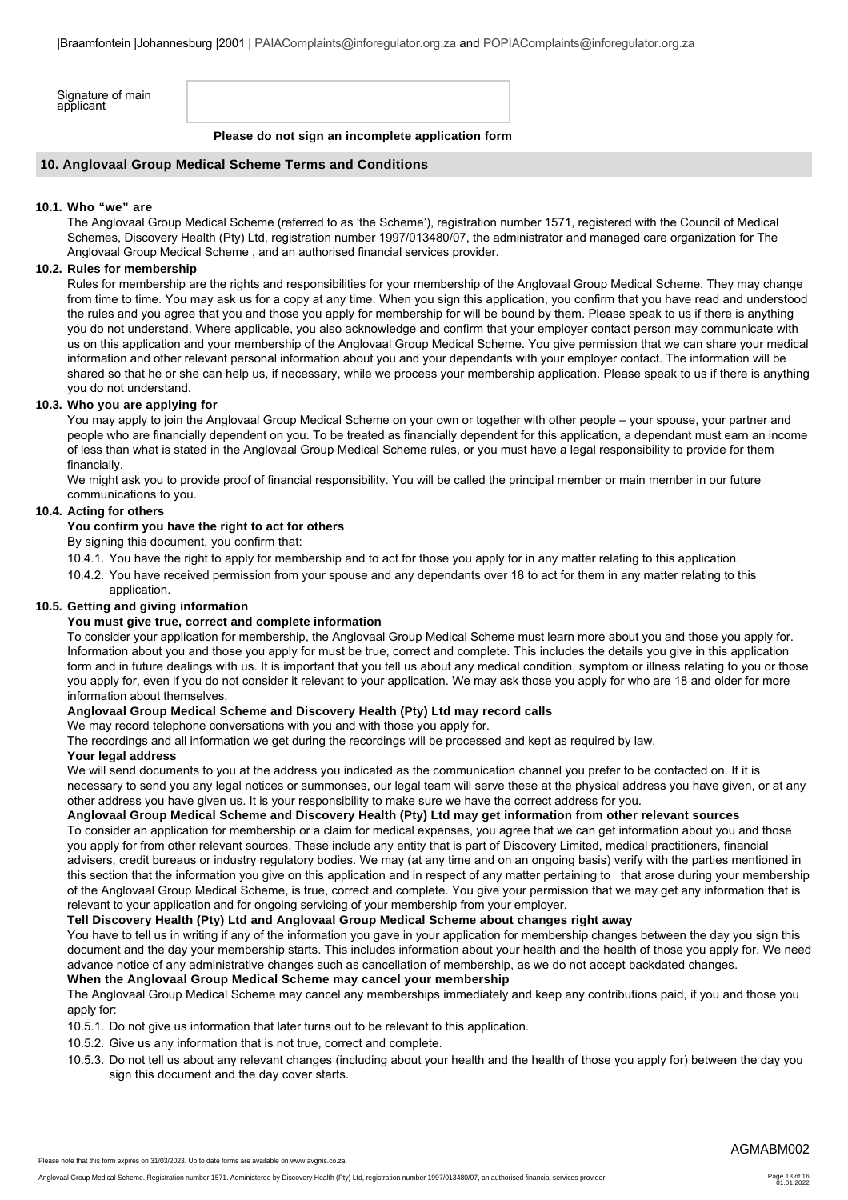|Braamfontein |Johannesburg |2001 | PAIAComplaints@inforegulator.org.za and POPIAComplaints@inforegulator.org.za

| Signature of main applicant | |
|---|---|

**Please do not sign an incomplete application form**

## 10. Anglovaal Group Medical Scheme Terms and Conditions

### 10.1. Who "we" are

The Anglovaal Group Medical Scheme (referred to as 'the Scheme'), registration number 1571, registered with the Council of Medical Schemes, Discovery Health (Pty) Ltd, registration number 1997/013480/07, the administrator and managed care organization for The Anglovaal Group Medical Scheme , and an authorised financial services provider.

### 10.2. Rules for membership

Rules for membership are the rights and responsibilities for your membership of the Anglovaal Group Medical Scheme. They may change from time to time. You may ask us for a copy at any time. When you sign this application, you confirm that you have read and understood the rules and you agree that you and those you apply for membership for will be bound by them. Please speak to us if there is anything you do not understand. Where applicable, you also acknowledge and confirm that your employer contact person may communicate with us on this application and your membership of the Anglovaal Group Medical Scheme. You give permission that we can share your medical information and other relevant personal information about you and your dependants with your employer contact. The information will be shared so that he or she can help us, if necessary, while we process your membership application. Please speak to us if there is anything you do not understand.

### 10.3. Who you are applying for

You may apply to join the Anglovaal Group Medical Scheme on your own or together with other people – your spouse, your partner and people who are financially dependent on you. To be treated as financially dependent for this application, a dependant must earn an income of less than what is stated in the Anglovaal Group Medical Scheme rules, or you must have a legal responsibility to provide for them financially.

We might ask you to provide proof of financial responsibility. You will be called the principal member or main member in our future communications to you.

### 10.4. Acting for others

**You confirm you have the right to act for others**

By signing this document, you confirm that:

10.4.1. You have the right to apply for membership and to act for those you apply for in any matter relating to this application.

10.4.2. You have received permission from your spouse and any dependants over 18 to act for them in any matter relating to this application.

### 10.5. Getting and giving information

**You must give true, correct and complete information**

To consider your application for membership, the Anglovaal Group Medical Scheme must learn more about you and those you apply for. Information about you and those you apply for must be true, correct and complete. This includes the details you give in this application form and in future dealings with us. It is important that you tell us about any medical condition, symptom or illness relating to you or those you apply for, even if you do not consider it relevant to your application. We may ask those you apply for who are 18 and older for more information about themselves.

**Anglovaal Group Medical Scheme and Discovery Health (Pty) Ltd may record calls**

We may record telephone conversations with you and with those you apply for.

The recordings and all information we get during the recordings will be processed and kept as required by law.

**Your legal address**

We will send documents to you at the address you indicated as the communication channel you prefer to be contacted on. If it is necessary to send you any legal notices or summonses, our legal team will serve these at the physical address you have given, or at any other address you have given us. It is your responsibility to make sure we have the correct address for you.

**Anglovaal Group Medical Scheme and Discovery Health (Pty) Ltd may get information from other relevant sources**

To consider an application for membership or a claim for medical expenses, you agree that we can get information about you and those you apply for from other relevant sources. These include any entity that is part of Discovery Limited, medical practitioners, financial advisers, credit bureaus or industry regulatory bodies. We may (at any time and on an ongoing basis) verify with the parties mentioned in this section that the information you give on this application and in respect of any matter pertaining to that arose during your membership of the Anglovaal Group Medical Scheme, is true, correct and complete. You give your permission that we may get any information that is relevant to your application and for ongoing servicing of your membership from your employer.

**Tell Discovery Health (Pty) Ltd and Anglovaal Group Medical Scheme about changes right away**

You have to tell us in writing if any of the information you gave in your application for membership changes between the day you sign this document and the day your membership starts. This includes information about your health and the health of those you apply for. We need advance notice of any administrative changes such as cancellation of membership, as we do not accept backdated changes.

**When the Anglovaal Group Medical Scheme may cancel your membership**

The Anglovaal Group Medical Scheme may cancel any memberships immediately and keep any contributions paid, if you and those you apply for:

10.5.1. Do not give us information that later turns out to be relevant to this application.

10.5.2. Give us any information that is not true, correct and complete.

10.5.3. Do not tell us about any relevant changes (including about your health and the health of those you apply for) between the day you sign this document and the day cover starts.

AGMABM002

Please note that this form expires on 31/03/2023. Up to date forms are available on www.avgms.co.za.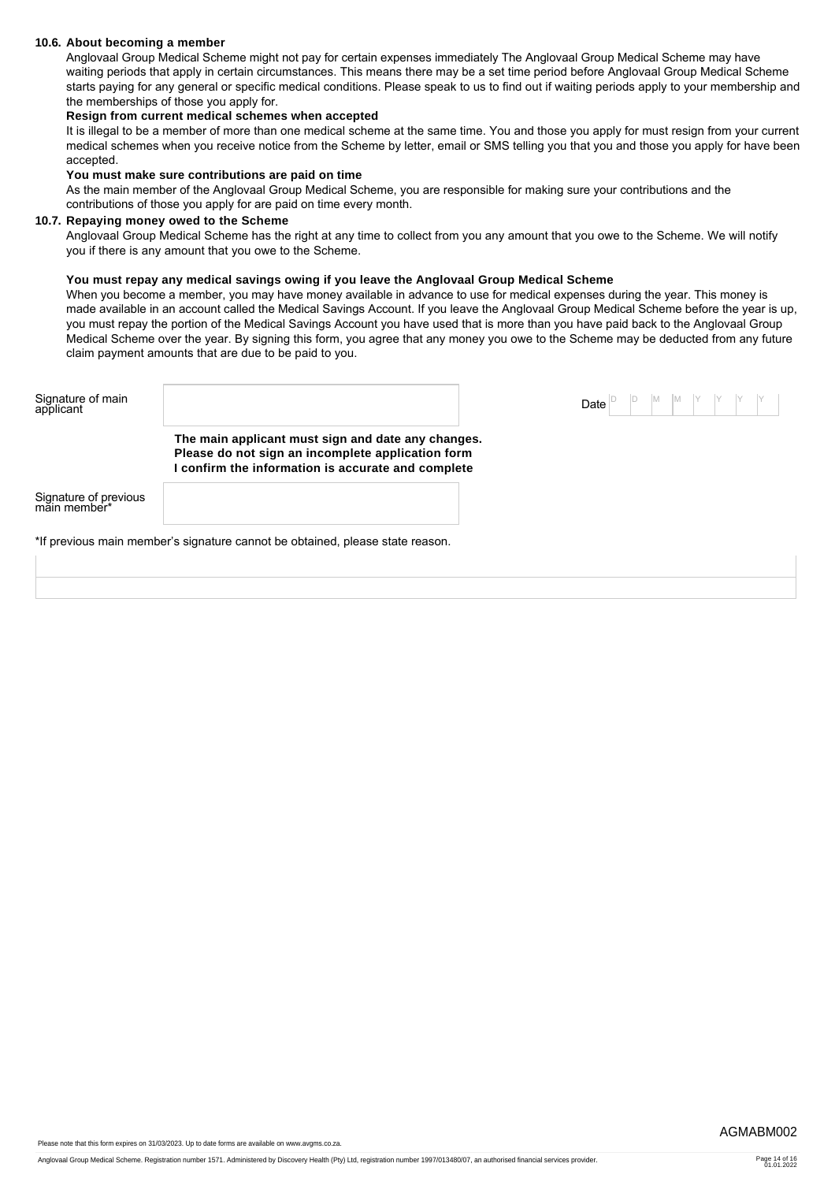### 10.6. About becoming a member

Anglovaal Group Medical Scheme might not pay for certain expenses immediately The Anglovaal Group Medical Scheme may have waiting periods that apply in certain circumstances. This means there may be a set time period before Anglovaal Group Medical Scheme starts paying for any general or specific medical conditions. Please speak to us to find out if waiting periods apply to your membership and the memberships of those you apply for.

**Resign from current medical schemes when accepted**

It is illegal to be a member of more than one medical scheme at the same time. You and those you apply for must resign from your current medical schemes when you receive notice from the Scheme by letter, email or SMS telling you that you and those you apply for have been accepted.

**You must make sure contributions are paid on time**

As the main member of the Anglovaal Group Medical Scheme, you are responsible for making sure your contributions and the contributions of those you apply for are paid on time every month.

### 10.7. Repaying money owed to the Scheme

Anglovaal Group Medical Scheme has the right at any time to collect from you any amount that you owe to the Scheme. We will notify you if there is any amount that you owe to the Scheme.

**You must repay any medical savings owing if you leave the Anglovaal Group Medical Scheme**

When you become a member, you may have money available in advance to use for medical expenses during the year. This money is made available in an account called the Medical Savings Account. If you leave the Anglovaal Group Medical Scheme before the year is up, you must repay the portion of the Medical Savings Account you have used that is more than you have paid back to the Anglovaal Group Medical Scheme over the year. By signing this form, you agree that any money you owe to the Scheme may be deducted from any future claim payment amounts that are due to be paid to you.

Signature of main applicant: ____________________ Date: D D M M Y Y Y Y

**The main applicant must sign and date any changes.**
**Please do not sign an incomplete application form**
**I confirm the information is accurate and complete**

Signature of previous main member*: ____________________

*If previous main member's signature cannot be obtained, please state reason.

____________________

____________________

AGMABM002

Please note that this form expires on 31/03/2023. Up to date forms are available on www.avgms.co.za.

Anglovaal Group Medical Scheme. Registration number 1571. Administered by Discovery Health (Pty) Ltd, registration number 1997/013480/07, an authorised financial services provider.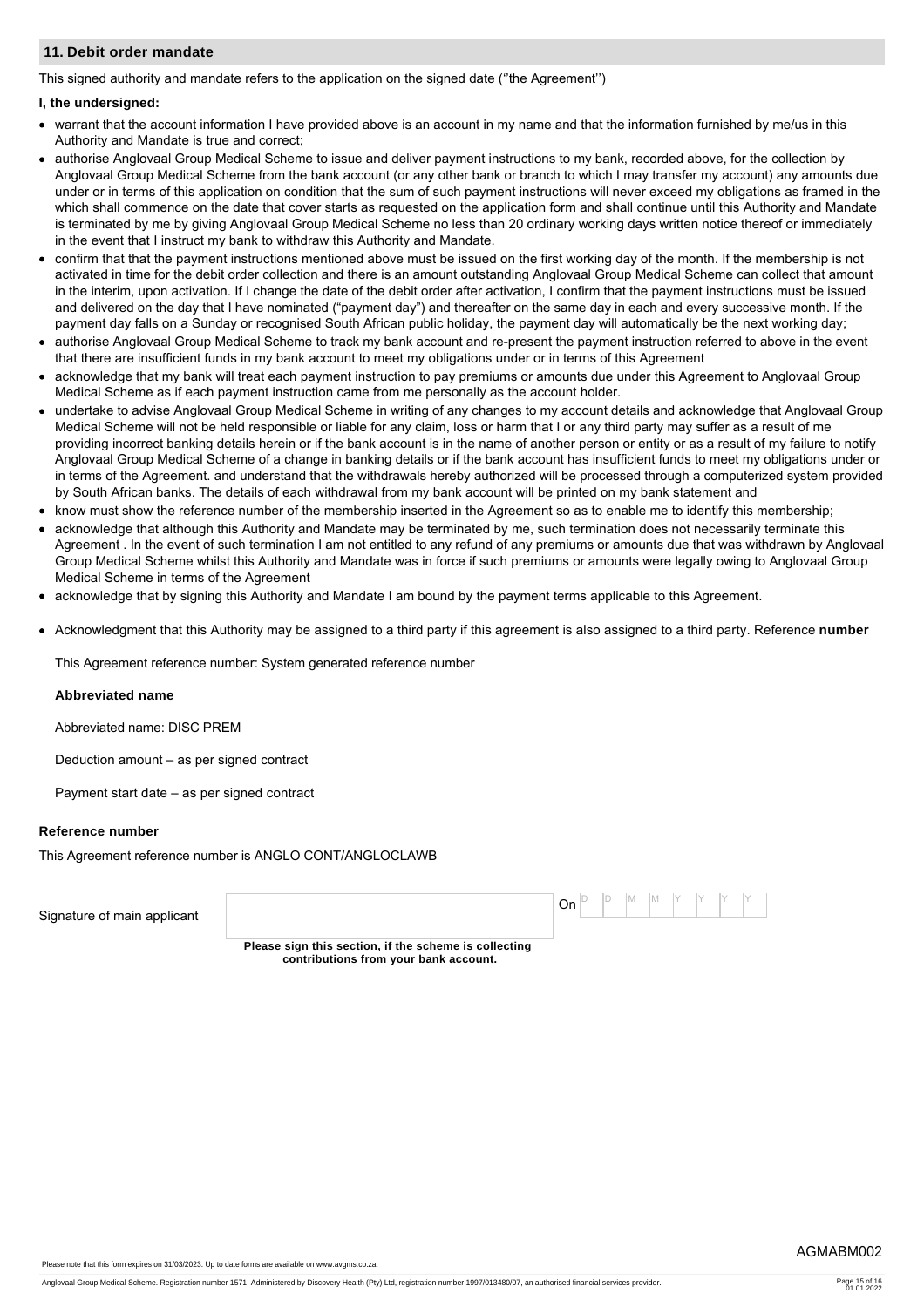## 11. Debit order mandate

This signed authority and mandate refers to the application on the signed date (''the Agreement'')

**I, the undersigned:**

- warrant that the account information I have provided above is an account in my name and that the information furnished by me/us in this Authority and Mandate is true and correct;
- authorise Anglovaal Group Medical Scheme to issue and deliver payment instructions to my bank, recorded above, for the collection by Anglovaal Group Medical Scheme from the bank account (or any other bank or branch to which I may transfer my account) any amounts due under or in terms of this application on condition that the sum of such payment instructions will never exceed my obligations as framed in the which shall commence on the date that cover starts as requested on the application form and shall continue until this Authority and Mandate is terminated by me by giving Anglovaal Group Medical Scheme no less than 20 ordinary working days written notice thereof or immediately in the event that I instruct my bank to withdraw this Authority and Mandate.
- confirm that that the payment instructions mentioned above must be issued on the first working day of the month. If the membership is not activated in time for the debit order collection and there is an amount outstanding Anglovaal Group Medical Scheme can collect that amount in the interim, upon activation. If I change the date of the debit order after activation, I confirm that the payment instructions must be issued and delivered on the day that I have nominated ("payment day") and thereafter on the same day in each and every successive month. If the payment day falls on a Sunday or recognised South African public holiday, the payment day will automatically be the next working day;
- authorise Anglovaal Group Medical Scheme to track my bank account and re-present the payment instruction referred to above in the event that there are insufficient funds in my bank account to meet my obligations under or in terms of this Agreement
- acknowledge that my bank will treat each payment instruction to pay premiums or amounts due under this Agreement to Anglovaal Group Medical Scheme as if each payment instruction came from me personally as the account holder.
- undertake to advise Anglovaal Group Medical Scheme in writing of any changes to my account details and acknowledge that Anglovaal Group Medical Scheme will not be held responsible or liable for any claim, loss or harm that I or any third party may suffer as a result of me providing incorrect banking details herein or if the bank account is in the name of another person or entity or as a result of my failure to notify Anglovaal Group Medical Scheme of a change in banking details or if the bank account has insufficient funds to meet my obligations under or in terms of the Agreement. and understand that the withdrawals hereby authorized will be processed through a computerized system provided by South African banks. The details of each withdrawal from my bank account will be printed on my bank statement and
- know must show the reference number of the membership inserted in the Agreement so as to enable me to identify this membership;
- acknowledge that although this Authority and Mandate may be terminated by me, such termination does not necessarily terminate this Agreement . In the event of such termination I am not entitled to any refund of any premiums or amounts due that was withdrawn by Anglovaal Group Medical Scheme whilst this Authority and Mandate was in force if such premiums or amounts were legally owing to Anglovaal Group Medical Scheme in terms of the Agreement
- acknowledge that by signing this Authority and Mandate I am bound by the payment terms applicable to this Agreement.
- Acknowledgment that this Authority may be assigned to a third party if this agreement is also assigned to a third party. Reference **number**

  This Agreement reference number: System generated reference number

  **Abbreviated name**

  Abbreviated name: DISC PREM

  Deduction amount – as per signed contract

  Payment start date – as per signed contract

**Reference number**

This Agreement reference number is ANGLO CONT/ANGLOCLAWB

| Signature of main applicant | | On | D | D | M | M | Y | Y | Y | Y |
|---|---|---|---|---|---|---|---|---|---|---|

**Please sign this section, if the scheme is collecting contributions from your bank account.**

AGMABM002

Please note that this form expires on 31/03/2023. Up to date forms are available on www.avgms.co.za.

Anglovaal Group Medical Scheme. Registration number 1571. Administered by Discovery Health (Pty) Ltd, registration number 1997/013480/07, an authorised financial services provider.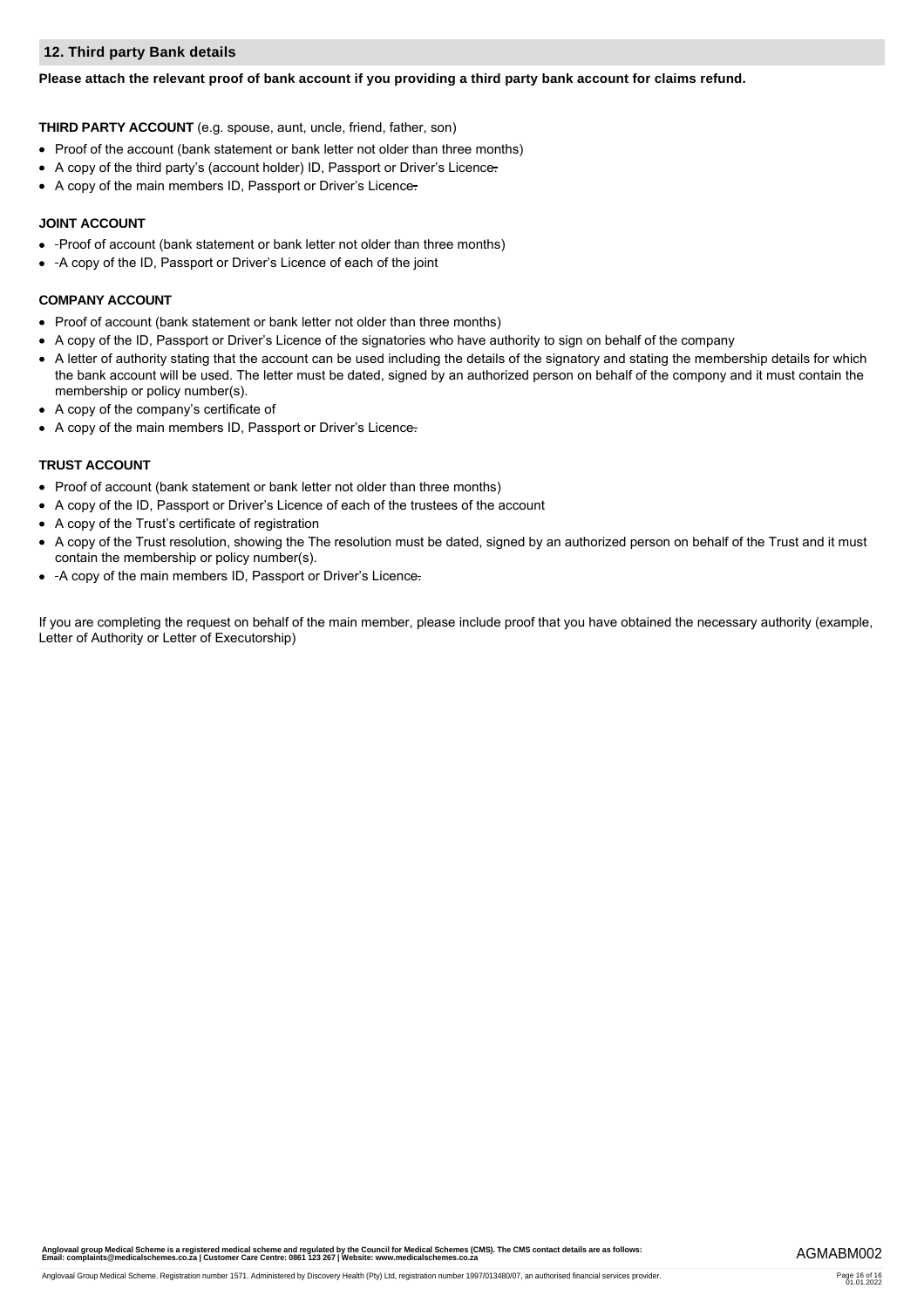## 12. Third party Bank details

**Please attach the relevant proof of bank account if you providing a third party bank account for claims refund.**

**THIRD PARTY ACCOUNT** (e.g. spouse, aunt, uncle, friend, father, son)

- Proof of the account (bank statement or bank letter not older than three months)
- A copy of the third party's (account holder) ID, Passport or Driver's Licence.
- A copy of the main members ID, Passport or Driver's Licence.

**JOINT ACCOUNT**

- -Proof of account (bank statement or bank letter not older than three months)
- -A copy of the ID, Passport or Driver's Licence of each of the joint

**COMPANY ACCOUNT**

- Proof of account (bank statement or bank letter not older than three months)
- A copy of the ID, Passport or Driver's Licence of the signatories who have authority to sign on behalf of the company
- A letter of authority stating that the account can be used including the details of the signatory and stating the membership details for which the bank account will be used. The letter must be dated, signed by an authorized person on behalf of the company and it must contain the membership or policy number(s).
- A copy of the company's certificate of
- A copy of the main members ID, Passport or Driver's Licence.

**TRUST ACCOUNT**

- Proof of account (bank statement or bank letter not older than three months)
- A copy of the ID, Passport or Driver's Licence of each of the trustees of the account
- A copy of the Trust's certificate of registration
- A copy of the Trust resolution, showing the The resolution must be dated, signed by an authorized person on behalf of the Trust and it must contain the membership or policy number(s).
- -A copy of the main members ID, Passport or Driver's Licence.

If you are completing the request on behalf of the main member, please include proof that you have obtained the necessary authority (example, Letter of Authority or Letter of Executorship)

**Anglovaal group Medical Scheme is a registered medical scheme and regulated by the Council for Medical Schemes (CMS). The CMS contact details are as follows:**
**Email: complaints@medicalschemes.co.za | Customer Care Centre: 0861 123 267 | Website: www.medicalschemes.co.za**

AGMABM002

Anglovaal Group Medical Scheme. Registration number 1571. Administered by Discovery Health (Pty) Ltd, registration number 1997/013480/07, an authorised financial services provider.

01.01.2022